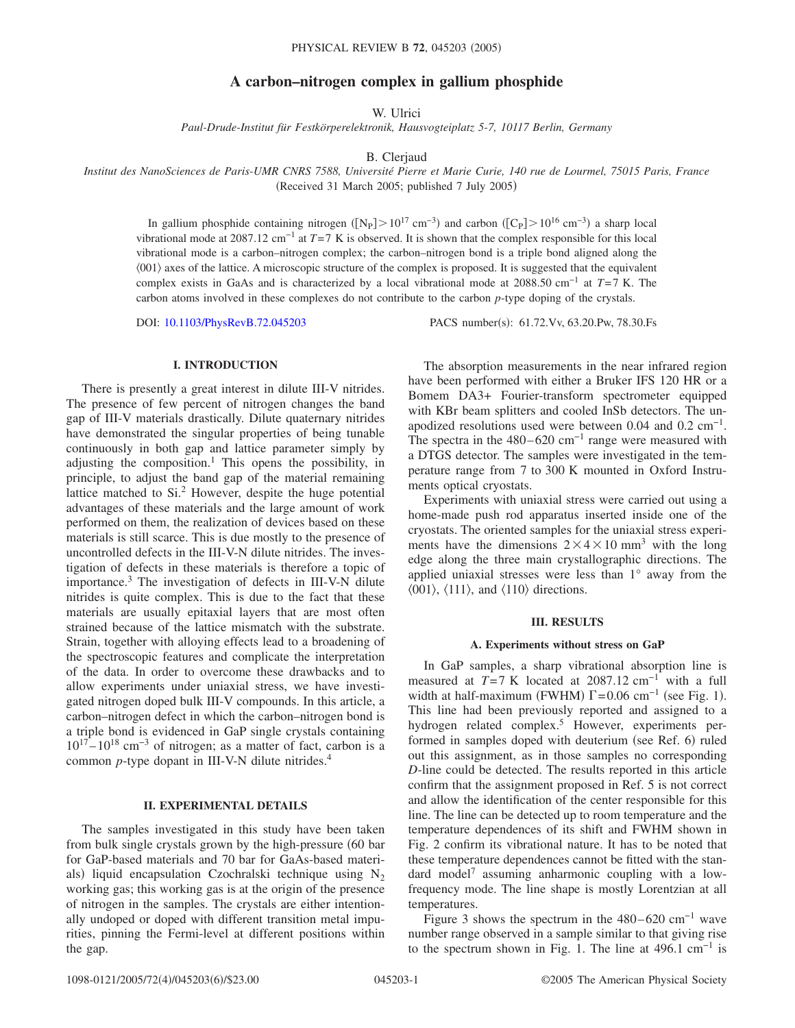# A carbon–nitrogen complex in gallium phosphide

W. Ulrici

*Paul-Drude-Institut für Festkörperelektronik, Hausvogteiplatz 5-7, 10117 Berlin, Germany*

B. Clerjaud

*Institut des NanoSciences de Paris-UMR CNRS 7588, Université Pierre et Marie Curie, 140 rue de Lourmel, 75015 Paris, France*

(Received 31 March 2005; published 7 July 2005)

In gallium phosphide containing nitrogen ($[N_P] > 10^{17}$ cm$^{-3}$) and carbon ($[C_P] > 10^{16}$ cm$^{-3}$) a sharp local vibrational mode at 2087.12 cm$^{-1}$ at $T=7$ K is observed. It is shown that the complex responsible for this local vibrational mode is a carbon–nitrogen complex; the carbon–nitrogen bond is a triple bond aligned along the $\langle 001 \rangle$ axes of the lattice. A microscopic structure of the complex is proposed. It is suggested that the equivalent complex exists in GaAs and is characterized by a local vibrational mode at 2088.50 cm$^{-1}$ at $T=7$ K. The carbon atoms involved in these complexes do not contribute to the carbon *p*-type doping of the crystals.

DOI: 10.1103/PhysRevB.72.045203 PACS number(s): 61.72.Vv, 63.20.Pw, 78.30.Fs

## I. INTRODUCTION

There is presently a great interest in dilute III-V nitrides. The presence of few percent of nitrogen changes the band gap of III-V materials drastically. Dilute quaternary nitrides have demonstrated the singular properties of being tunable continuously in both gap and lattice parameter simply by adjusting the composition.[1] This opens the possibility, in principle, to adjust the band gap of the material remaining lattice matched to Si.[2] However, despite the huge potential advantages of these materials and the large amount of work performed on them, the realization of devices based on these materials is still scarce. This is due mostly to the presence of uncontrolled defects in the III-V-N dilute nitrides. The investigation of defects in these materials is therefore a topic of importance.[3] The investigation of defects in III-V-N dilute nitrides is quite complex. This is due to the fact that these materials are usually epitaxial layers that are most often strained because of the lattice mismatch with the substrate. Strain, together with alloying effects lead to a broadening of the spectroscopic features and complicate the interpretation of the data. In order to overcome these drawbacks and to allow experiments under uniaxial stress, we have investigated nitrogen doped bulk III-V compounds. In this article, a carbon–nitrogen defect in which the carbon–nitrogen bond is a triple bond is evidenced in GaP single crystals containing $10^{17}$–$10^{18}$ cm$^{-3}$ of nitrogen; as a matter of fact, carbon is a common *p*-type dopant in III-V-N dilute nitrides.[4]

## II. EXPERIMENTAL DETAILS

The samples investigated in this study have been taken from bulk single crystals grown by the high-pressure (60 bar for GaP-based materials and 70 bar for GaAs-based materials) liquid encapsulation Czochralski technique using $N_2$ working gas; this working gas is at the origin of the presence of nitrogen in the samples. The crystals are either intentionally undoped or doped with different transition metal impurities, pinning the Fermi-level at different positions within the gap.

The absorption measurements in the near infrared region have been performed with either a Bruker IFS 120 HR or a Bomem DA3+ Fourier-transform spectrometer equipped with KBr beam splitters and cooled InSb detectors. The unapodized resolutions used were between 0.04 and 0.2 cm$^{-1}$. The spectra in the 480–620 cm$^{-1}$ range were measured with a DTGS detector. The samples were investigated in the temperature range from 7 to 300 K mounted in Oxford Instruments optical cryostats.

Experiments with uniaxial stress were carried out using a home-made push rod apparatus inserted inside one of the cryostats. The oriented samples for the uniaxial stress experiments have the dimensions $2\times 4\times 10$ mm$^3$ with the long edge along the three main crystallographic directions. The applied uniaxial stresses were less than 1° away from the $\langle 001 \rangle$, $\langle 111 \rangle$, and $\langle 110 \rangle$ directions.

## III. RESULTS

### A. Experiments without stress on GaP

In GaP samples, a sharp vibrational absorption line is measured at $T=7$ K located at 2087.12 cm$^{-1}$ with a full width at half-maximum (FWHM) $\Gamma=0.06$ cm$^{-1}$ (see Fig. 1). This line had been previously reported and assigned to a hydrogen related complex.[5] However, experiments performed in samples doped with deuterium (see Ref. 6) ruled out this assignment, as in those samples no corresponding *D*-line could be detected. The results reported in this article confirm that the assignment proposed in Ref. 5 is not correct and allow the identification of the center responsible for this line. The line can be detected up to room temperature and the temperature dependences of its shift and FWHM shown in Fig. 2 confirm its vibrational nature. It has to be noted that these temperature dependences cannot be fitted with the standard model[7] assuming anharmonic coupling with a low-frequency mode. The line shape is mostly Lorentzian at all temperatures.

Figure 3 shows the spectrum in the 480–620 cm$^{-1}$ wave number range observed in a sample similar to that giving rise to the spectrum shown in Fig. 1. The line at 496.1 cm$^{-1}$ is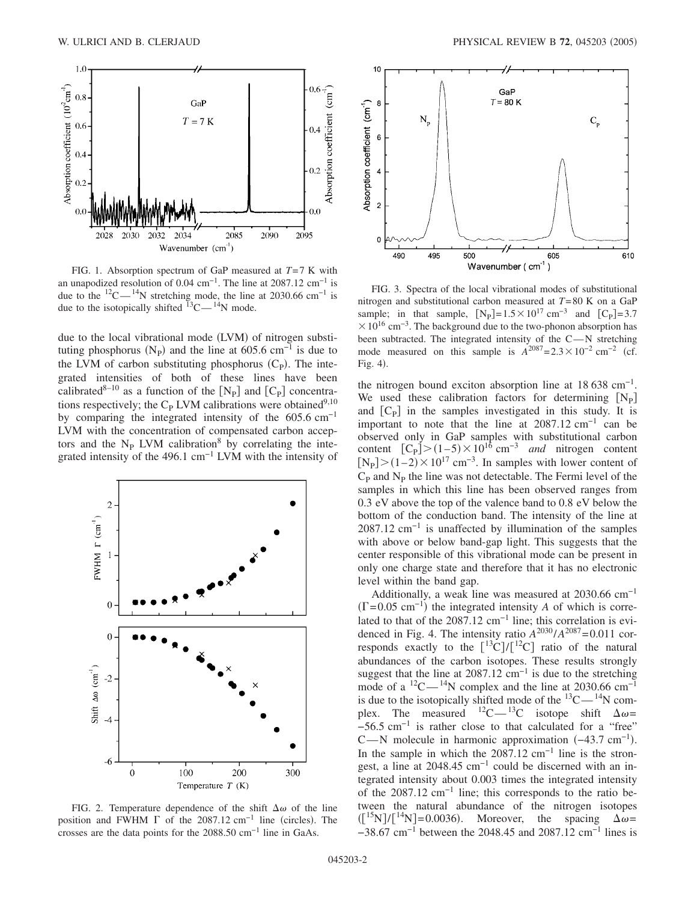FIG. 1. Absorption spectrum of GaP measured at $T=7$ K with an unapodized resolution of 0.04 cm$^{-1}$. The line at 2087.12 cm$^{-1}$ is due to the $^{12}$C—$^{14}$N stretching mode, the line at 2030.66 cm$^{-1}$ is due to the isotopically shifted $^{13}$C—$^{14}$N mode.

due to the local vibrational mode (LVM) of nitrogen substituting phosphorus ($N_P$) and the line at 605.6 cm$^{-1}$ is due to the LVM of carbon substituting phosphorus ($C_P$). The integrated intensities of both of these lines have been calibrated[8–10] as a function of the [$N_P$] and [$C_P$] concentrations respectively; the $C_P$ LVM calibrations were obtained[9,10] by comparing the integrated intensity of the 605.6 cm$^{-1}$ LVM with the concentration of compensated carbon acceptors and the $N_P$ LVM calibration[8] by correlating the integrated intensity of the 496.1 cm$^{-1}$ LVM with the intensity of the nitrogen bound exciton absorption line at 18 638 cm$^{-1}$. We used these calibration factors for determining [$N_P$] and [$C_P$] in the samples investigated in this study. It is important to note that the line at 2087.12 cm$^{-1}$ can be observed only in GaP samples with substitutional carbon content $[C_P] > (1-5) \times 10^{16}$ cm$^{-3}$ *and* nitrogen content $[N_P] > (1-2) \times 10^{17}$ cm$^{-3}$. In samples with lower content of $C_P$ and $N_P$ the line was not detectable. The Fermi level of the samples in which this line has been observed ranges from 0.3 eV above the top of the valence band to 0.8 eV below the bottom of the conduction band. The intensity of the line at 2087.12 cm$^{-1}$ is unaffected by illumination of the samples with above or below band-gap light. This suggests that the center responsible of this vibrational mode can be present in only one charge state and therefore that it has no electronic level within the band gap.

FIG. 2. Temperature dependence of the shift $\Delta\omega$ of the line position and FWHM $\Gamma$ of the 2087.12 cm$^{-1}$ line (circles). The crosses are the data points for the 2088.50 cm$^{-1}$ line in GaAs.

FIG. 3. Spectra of the local vibrational modes of substitutional nitrogen and substitutional carbon measured at $T=80$ K on a GaP sample; in that sample, $[N_P]=1.5 \times 10^{17}$ cm$^{-3}$ and $[C_P]=3.7 \times 10^{16}$ cm$^{-3}$. The background due to the two-phonon absorption has been subtracted. The integrated intensity of the C—N stretching mode measured on this sample is $A^{2087}=2.3 \times 10^{-2}$ cm$^{-2}$ (cf. Fig. 4).

Additionally, a weak line was measured at 2030.66 cm$^{-1}$ ($\Gamma=0.05$ cm$^{-1}$) the integrated intensity $A$ of which is correlated to that of the 2087.12 cm$^{-1}$ line; this correlation is evidenced in Fig. 4. The intensity ratio $A^{2030}/A^{2087}=0.011$ corresponds exactly to the [$^{13}$C]/[$^{12}$C] ratio of the natural abundances of the carbon isotopes. These results strongly suggest that the line at 2087.12 cm$^{-1}$ is due to the stretching mode of a $^{12}$C—$^{14}$N complex and the line at 2030.66 cm$^{-1}$ is due to the isotopically shifted mode of the $^{13}$C—$^{14}$N complex. The measured $^{12}$C—$^{13}$C isotope shift $\Delta\omega = -56.5$ cm$^{-1}$ is rather close to that calculated for a "free" C—N molecule in harmonic approximation ($-43.7$ cm$^{-1}$). In the sample in which the 2087.12 cm$^{-1}$ line is the strongest, a line at 2048.45 cm$^{-1}$ could be discerned with an integrated intensity about 0.003 times the integrated intensity of the 2087.12 cm$^{-1}$ line; this corresponds to the ratio between the natural abundance of the nitrogen isotopes ([$^{15}$N]/[$^{14}$N]=0.0036). Moreover, the spacing $\Delta\omega = -38.67$ cm$^{-1}$ between the 2048.45 and 2087.12 cm$^{-1}$ lines is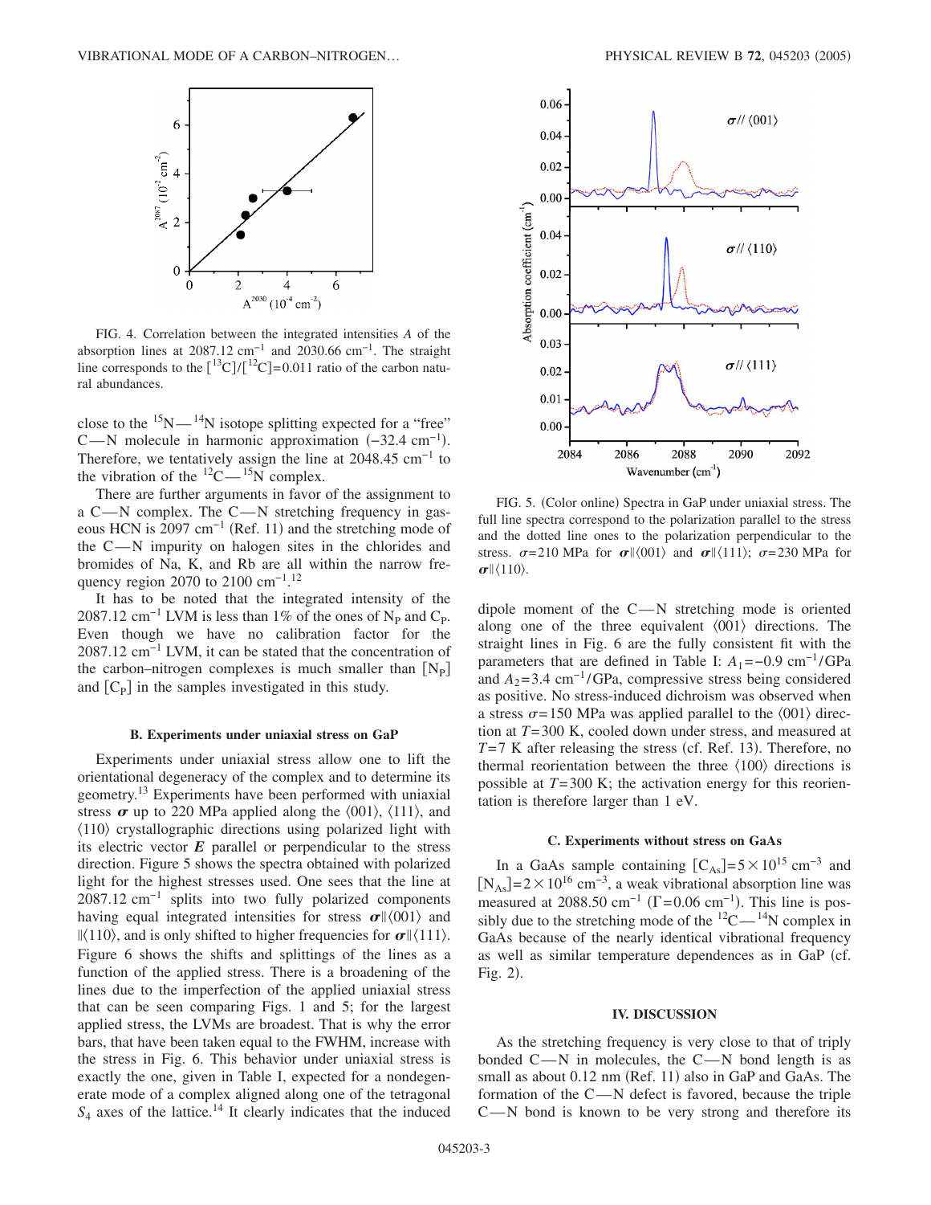FIG. 4. Correlation between the integrated intensities $A$ of the absorption lines at 2087.12 cm$^{-1}$ and 2030.66 cm$^{-1}$. The straight line corresponds to the $[^{13}C]/[^{12}C]=0.011$ ratio of the carbon natural abundances.

close to the $^{15}N$—$^{14}N$ isotope splitting expected for a "free" C—N molecule in harmonic approximation ($-32.4$ cm$^{-1}$). Therefore, we tentatively assign the line at 2048.45 cm$^{-1}$ to the vibration of the $^{12}C$—$^{15}N$ complex.

There are further arguments in favor of the assignment to a C—N complex. The C—N stretching frequency in gaseous HCN is 2097 cm$^{-1}$ (Ref. 11) and the stretching mode of the C—N impurity on halogen sites in the chlorides and bromides of Na, K, and Rb are all within the narrow frequency region 2070 to 2100 cm$^{-1}$.[12]

It has to be noted that the integrated intensity of the 2087.12 cm$^{-1}$ LVM is less than 1% of the ones of $N_P$ and $C_P$. Even though we have no calibration factor for the 2087.12 cm$^{-1}$ LVM, it can be stated that the concentration of the carbon–nitrogen complexes is much smaller than $[N_P]$ and $[C_P]$ in the samples investigated in this study.

### B. Experiments under uniaxial stress on GaP

Experiments under uniaxial stress allow one to lift the orientational degeneracy of the complex and to determine its geometry.[13] Experiments have been performed with uniaxial stress $\boldsymbol{\sigma}$ up to 220 MPa applied along the $\langle 001\rangle$, $\langle 111\rangle$, and $\langle 110\rangle$ crystallographic directions using polarized light with its electric vector $\boldsymbol{E}$ parallel or perpendicular to the stress direction. Figure 5 shows the spectra obtained with polarized light for the highest stresses used. One sees that the line at 2087.12 cm$^{-1}$ splits into two fully polarized components having equal integrated intensities for stress $\boldsymbol{\sigma}\|\langle 001\rangle$ and $\|\langle 110\rangle$, and is only shifted to higher frequencies for $\boldsymbol{\sigma}\|\langle 111\rangle$. Figure 6 shows the shifts and splittings of the lines as a function of the applied stress. There is a broadening of the lines due to the imperfection of the applied uniaxial stress that can be seen comparing Figs. 1 and 5; for the largest applied stress, the LVMs are broadest. That is why the error bars, that have been taken equal to the FWHM, increase with the stress in Fig. 6. This behavior under uniaxial stress is exactly the one, given in Table I, expected for a nondegenerate mode of a complex aligned along one of the tetragonal $S_4$ axes of the lattice.[14] It clearly indicates that the induced

FIG. 5. (Color online) Spectra in GaP under uniaxial stress. The full line spectra correspond to the polarization parallel to the stress and the dotted line ones to the polarization perpendicular to the stress. $\sigma=210$ MPa for $\boldsymbol{\sigma}\|\langle 001\rangle$ and $\boldsymbol{\sigma}\|\langle 111\rangle$; $\sigma=230$ MPa for $\boldsymbol{\sigma}\|\langle 110\rangle$.

dipole moment of the C—N stretching mode is oriented along one of the three equivalent $\langle 001\rangle$ directions. The straight lines in Fig. 6 are the fully consistent fit with the parameters that are defined in Table I: $A_1=-0.9$ cm$^{-1}$/GPa and $A_2=3.4$ cm$^{-1}$/GPa, compressive stress being considered as positive. No stress-induced dichroism was observed when a stress $\sigma=150$ MPa was applied parallel to the $\langle 001\rangle$ direction at $T=300$ K, cooled down under stress, and measured at $T=7$ K after releasing the stress (cf. Ref. 13). Therefore, no thermal reorientation between the three $\langle 100\rangle$ directions is possible at $T=300$ K; the activation energy for this reorientation is therefore larger than 1 eV.

### C. Experiments without stress on GaAs

In a GaAs sample containing $[C_{As}]=5\times 10^{15}$ cm$^{-3}$ and $[N_{As}]=2\times 10^{16}$ cm$^{-3}$, a weak vibrational absorption line was measured at 2088.50 cm$^{-1}$ ($\Gamma=0.06$ cm$^{-1}$). This line is possibly due to the stretching mode of the $^{12}C$—$^{14}N$ complex in GaAs because of the nearly identical vibrational frequency as well as similar temperature dependences as in GaP (cf. Fig. 2).

## IV. DISCUSSION

As the stretching frequency is very close to that of triply bonded C—N in molecules, the C—N bond length is as small as about 0.12 nm (Ref. 11) also in GaP and GaAs. The formation of the C—N defect is favored, because the triple C—N bond is known to be very strong and therefore its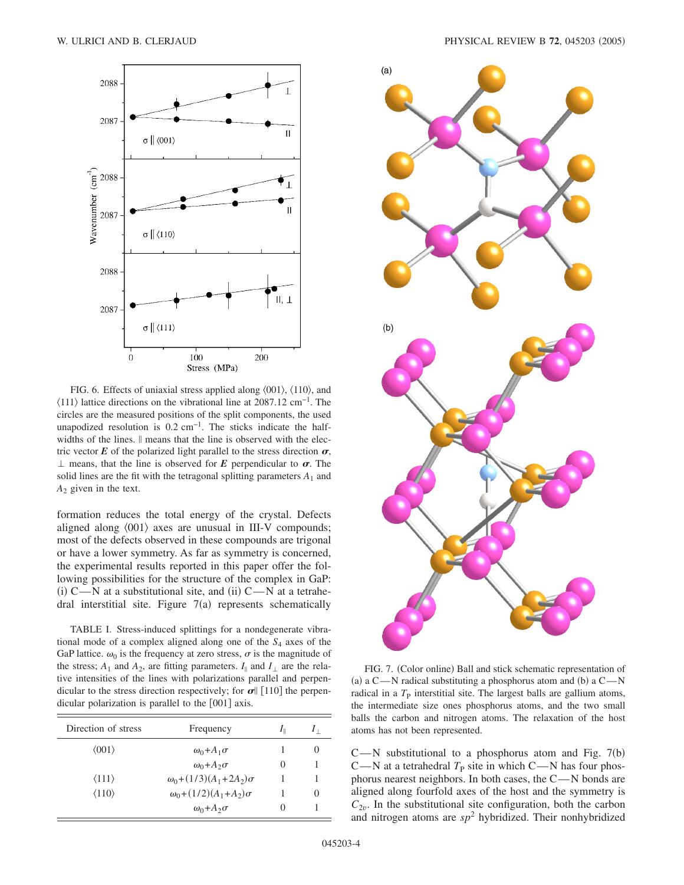FIG. 6. Effects of uniaxial stress applied along ⟨001⟩, ⟨110⟩, and ⟨111⟩ lattice directions on the vibrational line at 2087.12 cm$^{-1}$. The circles are the measured positions of the split components, the used unapodized resolution is 0.2 cm$^{-1}$. The sticks indicate the half-widths of the lines. ∥ means that the line is observed with the electric vector $\boldsymbol{E}$ of the polarized light parallel to the stress direction $\boldsymbol{\sigma}$, ⊥ means, that the line is observed for $\boldsymbol{E}$ perpendicular to $\boldsymbol{\sigma}$. The solid lines are the fit with the tetragonal splitting parameters $A_1$ and $A_2$ given in the text.

formation reduces the total energy of the crystal. Defects aligned along ⟨001⟩ axes are unusual in III-V compounds; most of the defects observed in these compounds are trigonal or have a lower symmetry. As far as symmetry is concerned, the experimental results reported in this paper offer the following possibilities for the structure of the complex in GaP: (i) C—N at a substitutional site, and (ii) C—N at a tetrahedral interstitial site. Figure 7(a) represents schematically C—N substitutional to a phosphorus atom and Fig. 7(b) C—N at a tetrahedral $T_P$ site in which C—N has four phosphorus nearest neighbors. In both cases, the C—N bonds are aligned along fourfold axes of the host and the symmetry is $C_{2v}$. In the substitutional site configuration, both the carbon and nitrogen atoms are $sp^2$ hybridized. Their nonhybridized

TABLE I. Stress-induced splittings for a nondegenerate vibrational mode of a complex aligned along one of the $S_4$ axes of the GaP lattice. $\omega_0$ is the frequency at zero stress, $\sigma$ is the magnitude of the stress; $A_1$ and $A_2$, are fitting parameters. $I_\parallel$ and $I_\perp$ are the relative intensities of the lines with polarizations parallel and perpendicular to the stress direction respectively; for $\boldsymbol{\sigma}\parallel[110]$ the perpendicular polarization is parallel to the [001] axis.

| Direction of stress | Frequency | $I_\parallel$ | $I_\perp$ |
|---|---|---|---|
| ⟨001⟩ | $\omega_0+A_1\sigma$ | 1 | 0 |
| | $\omega_0+A_2\sigma$ | 0 | 1 |
| ⟨111⟩ | $\omega_0+(1/3)(A_1+2A_2)\sigma$ | 1 | 1 |
| ⟨110⟩ | $\omega_0+(1/2)(A_1+A_2)\sigma$ | 1 | 0 |
| | $\omega_0+A_2\sigma$ | 0 | 1 |

FIG. 7. (Color online) Ball and stick schematic representation of (a) a C—N radical substituting a phosphorus atom and (b) a C—N radical in a $T_P$ interstitial site. The largest balls are gallium atoms, the intermediate size ones phosphorus atoms, and the two small balls the carbon and nitrogen atoms. The relaxation of the host atoms has not been represented.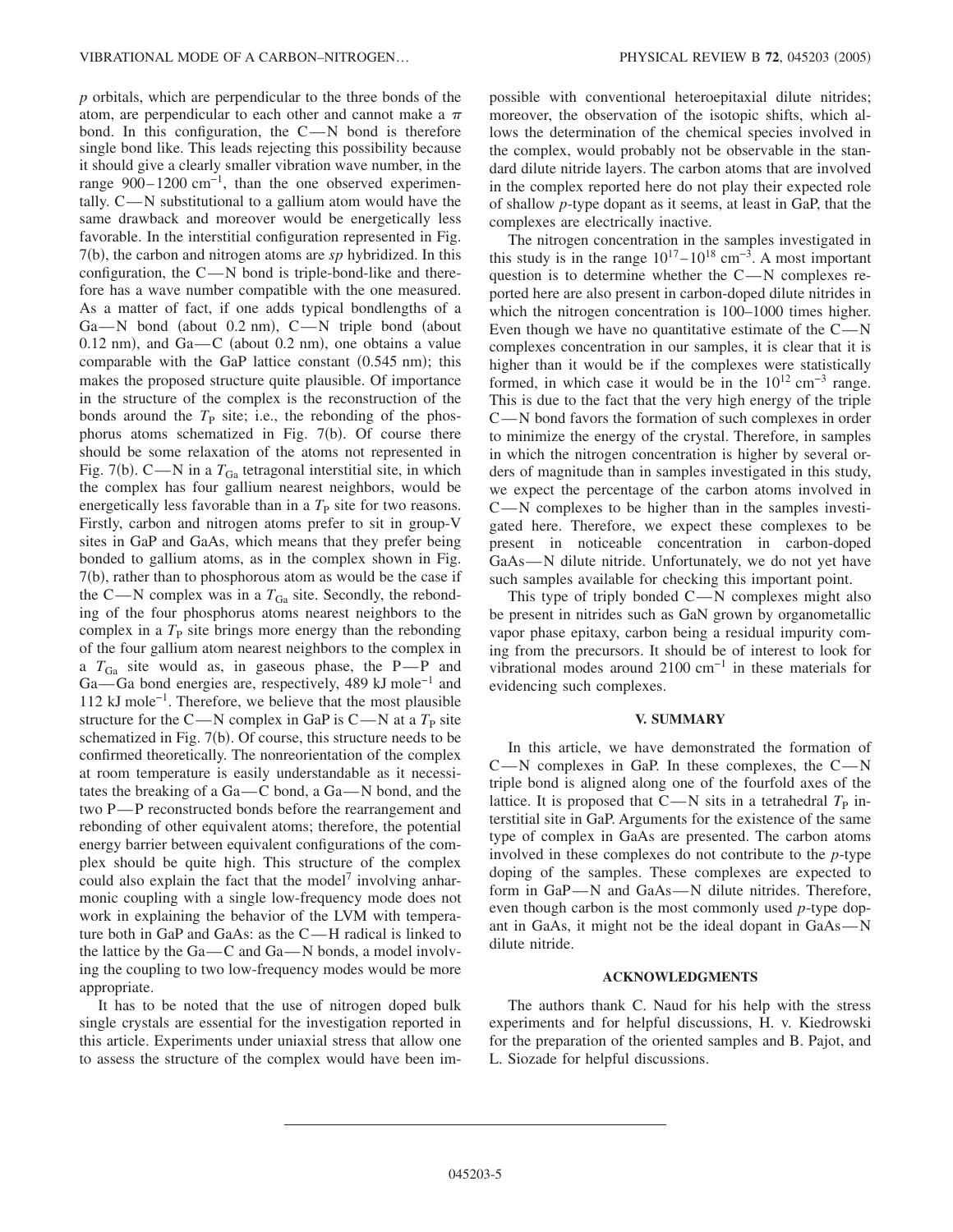*p* orbitals, which are perpendicular to the three bonds of the atom, are perpendicular to each other and cannot make a $\pi$ bond. In this configuration, the C—N bond is therefore single bond like. This leads rejecting this possibility because it should give a clearly smaller vibration wave number, in the range 900–1200 $cm^{-1}$, than the one observed experimentally. C—N substitutional to a gallium atom would have the same drawback and moreover would be energetically less favorable. In the interstitial configuration represented in Fig. 7(b), the carbon and nitrogen atoms are *sp* hybridized. In this configuration, the C—N bond is triple-bond-like and therefore has a wave number compatible with the one measured. As a matter of fact, if one adds typical bondlengths of a Ga—N bond (about 0.2 nm), C—N triple bond (about 0.12 nm), and Ga—C (about 0.2 nm), one obtains a value comparable with the GaP lattice constant (0.545 nm); this makes the proposed structure quite plausible. Of importance in the structure of the complex is the reconstruction of the bonds around the $T_P$ site; i.e., the rebonding of the phosphorus atoms schematized in Fig. 7(b). Of course there should be some relaxation of the atoms not represented in Fig. 7(b). C—N in a $T_{Ga}$ tetragonal interstitial site, in which the complex has four gallium nearest neighbors, would be energetically less favorable than in a $T_P$ site for two reasons. Firstly, carbon and nitrogen atoms prefer to sit in group-V sites in GaP and GaAs, which means that they prefer being bonded to gallium atoms, as in the complex shown in Fig. 7(b), rather than to phosphorous atom as would be the case if the C—N complex was in a $T_{Ga}$ site. Secondly, the rebonding of the four phosphorus atoms nearest neighbors to the complex in a $T_P$ site brings more energy than the rebonding of the four gallium atom nearest neighbors to the complex in a $T_{Ga}$ site would as, in gaseous phase, the P—P and Ga—Ga bond energies are, respectively, 489 kJ $mole^{-1}$ and 112 kJ $mole^{-1}$. Therefore, we believe that the most plausible structure for the C—N complex in GaP is C—N at a $T_P$ site schematized in Fig. 7(b). Of course, this structure needs to be confirmed theoretically. The nonreorientation of the complex at room temperature is easily understandable as it necessitates the breaking of a Ga—C bond, a Ga—N bond, and the two P—P reconstructed bonds before the rearrangement and rebonding of other equivalent atoms; therefore, the potential energy barrier between equivalent configurations of the complex should be quite high. This structure of the complex could also explain the fact that the model[7] involving anharmonic coupling with a single low-frequency mode does not work in explaining the behavior of the LVM with temperature both in GaP and GaAs: as the C—H radical is linked to the lattice by the Ga—C and Ga—N bonds, a model involving the coupling to two low-frequency modes would be more appropriate.

It has to be noted that the use of nitrogen doped bulk single crystals are essential for the investigation reported in this article. Experiments under uniaxial stress that allow one to assess the structure of the complex would have been impossible with conventional heteroepitaxial dilute nitrides; moreover, the observation of the isotopic shifts, which allows the determination of the chemical species involved in the complex, would probably not be observable in the standard dilute nitride layers. The carbon atoms that are involved in the complex reported here do not play their expected role of shallow *p*-type dopant as it seems, at least in GaP, that the complexes are electrically inactive.

The nitrogen concentration in the samples investigated in this study is in the range $10^{17}$–$10^{18}$ $cm^{-3}$. A most important question is to determine whether the C—N complexes reported here are also present in carbon-doped dilute nitrides in which the nitrogen concentration is 100–1000 times higher. Even though we have no quantitative estimate of the C—N complexes concentration in our samples, it is clear that it is higher than it would be if the complexes were statistically formed, in which case it would be in the $10^{12}$ $cm^{-3}$ range. This is due to the fact that the very high energy of the triple C—N bond favors the formation of such complexes in order to minimize the energy of the crystal. Therefore, in samples in which the nitrogen concentration is higher by several orders of magnitude than in samples investigated in this study, we expect the percentage of the carbon atoms involved in C—N complexes to be higher than in the samples investigated here. Therefore, we expect these complexes to be present in noticeable concentration in carbon-doped GaAs—N dilute nitride. Unfortunately, we do not yet have such samples available for checking this important point.

This type of triply bonded C—N complexes might also be present in nitrides such as GaN grown by organometallic vapor phase epitaxy, carbon being a residual impurity coming from the precursors. It should be of interest to look for vibrational modes around 2100 $cm^{-1}$ in these materials for evidencing such complexes.

## V. SUMMARY

In this article, we have demonstrated the formation of C—N complexes in GaP. In these complexes, the C—N triple bond is aligned along one of the fourfold axes of the lattice. It is proposed that C—N sits in a tetrahedral $T_P$ interstitial site in GaP. Arguments for the existence of the same type of complex in GaAs are presented. The carbon atoms involved in these complexes do not contribute to the *p*-type doping of the samples. These complexes are expected to form in GaP—N and GaAs—N dilute nitrides. Therefore, even though carbon is the most commonly used *p*-type dopant in GaAs, it might not be the ideal dopant in GaAs—N dilute nitride.

## ACKNOWLEDGMENTS

The authors thank C. Naud for his help with the stress experiments and for helpful discussions, H. v. Kiedrowski for the preparation of the oriented samples and B. Pajot, and L. Siozade for helpful discussions.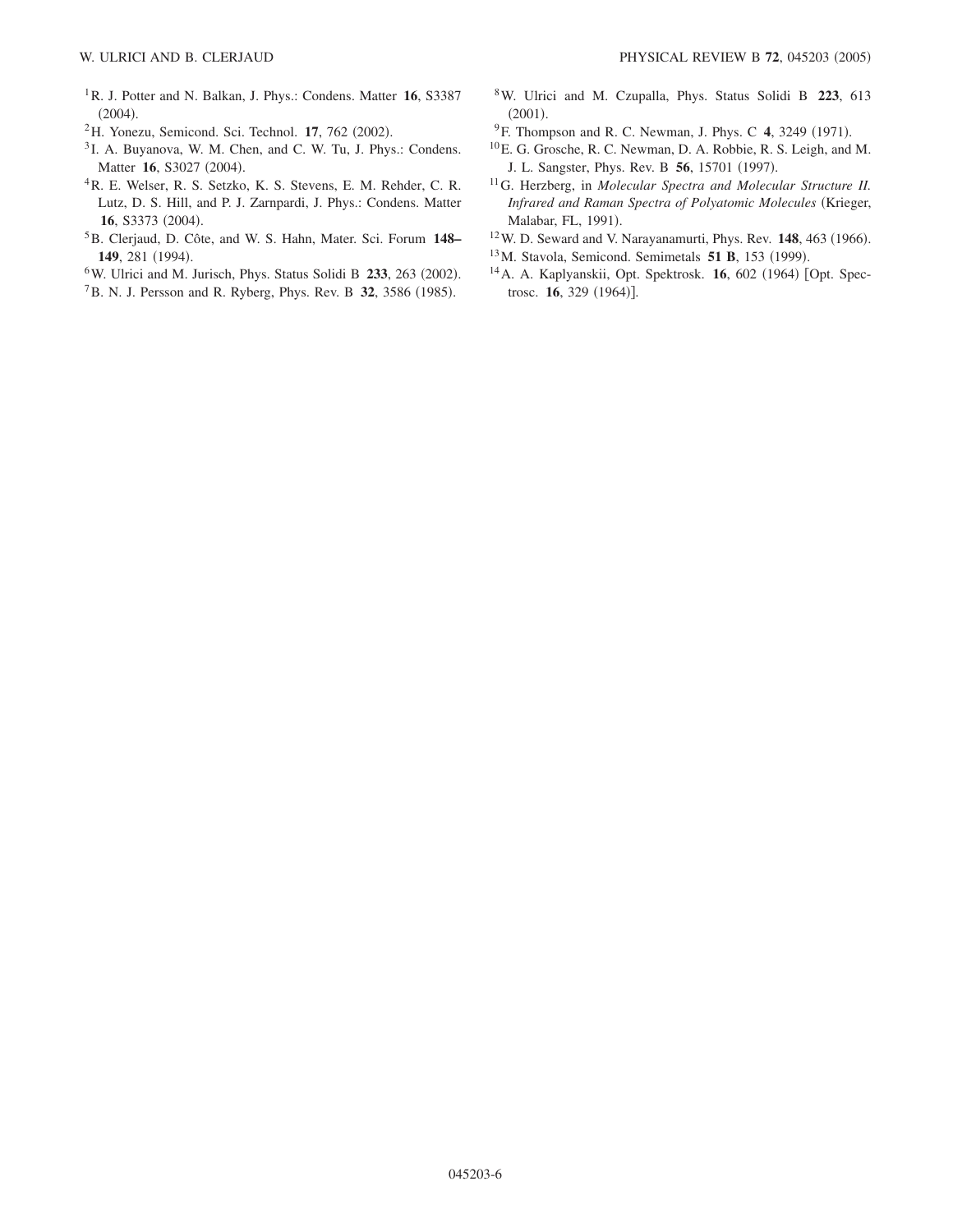[1] R. J. Potter and N. Balkan, J. Phys.: Condens. Matter **16**, S3387 (2004).

[2] H. Yonezu, Semicond. Sci. Technol. **17**, 762 (2002).

[3] I. A. Buyanova, W. M. Chen, and C. W. Tu, J. Phys.: Condens. Matter **16**, S3027 (2004).

[4] R. E. Welser, R. S. Setzko, K. S. Stevens, E. M. Rehder, C. R. Lutz, D. S. Hill, and P. J. Zarnpardi, J. Phys.: Condens. Matter **16**, S3373 (2004).

[5] B. Clerjaud, D. Côte, and W. S. Hahn, Mater. Sci. Forum **148–149**, 281 (1994).

[6] W. Ulrici and M. Jurisch, Phys. Status Solidi B **233**, 263 (2002).

[7] B. N. J. Persson and R. Ryberg, Phys. Rev. B **32**, 3586 (1985).

[8] W. Ulrici and M. Czupalla, Phys. Status Solidi B **223**, 613 (2001).

[9] F. Thompson and R. C. Newman, J. Phys. C **4**, 3249 (1971).

[10] E. G. Grosche, R. C. Newman, D. A. Robbie, R. S. Leigh, and M. J. L. Sangster, Phys. Rev. B **56**, 15701 (1997).

[11] G. Herzberg, in *Molecular Spectra and Molecular Structure II. Infrared and Raman Spectra of Polyatomic Molecules* (Krieger, Malabar, FL, 1991).

[12] W. D. Seward and V. Narayanamurti, Phys. Rev. **148**, 463 (1966).

[13] M. Stavola, Semicond. Semimetals **51 B**, 153 (1999).

[14] A. A. Kaplyanskii, Opt. Spektrosk. **16**, 602 (1964) [Opt. Spectrosc. **16**, 329 (1964)].